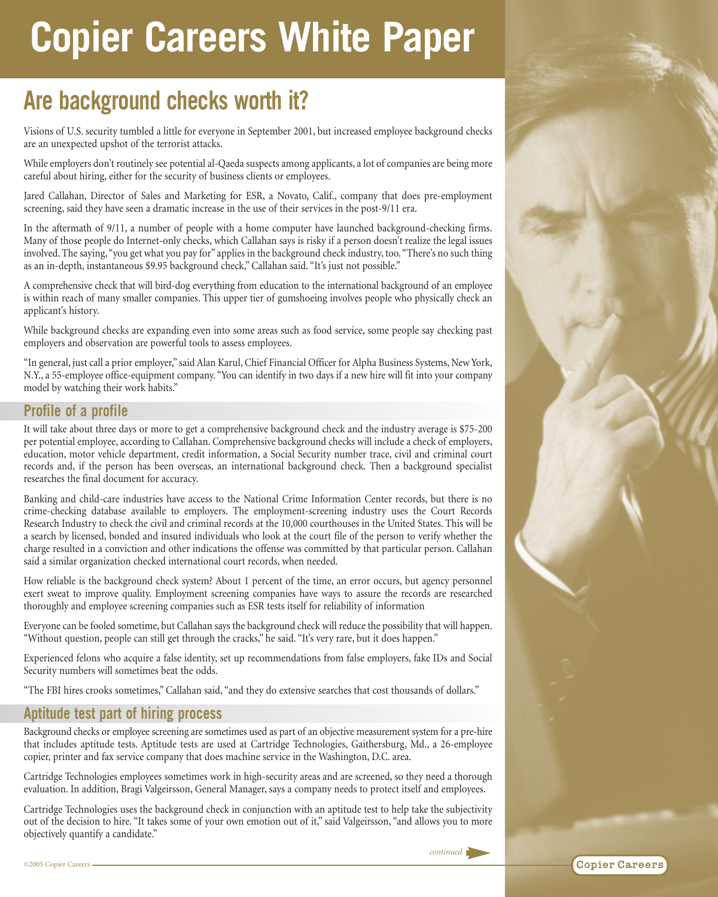# Copier Careers White Paper

## Are background checks worth it?

Visions of U.S. security tumbled a little for everyone in September 2001, but increased employee background checks are an unexpected upshot of the terrorist attacks.

While employers don't routinely see potential al-Qaeda suspects among applicants, a lot of companies are being more careful about hiring, either for the security of business clients or employees.

Jared Callahan, Director of Sales and Marketing for ESR, a Novato, Calif., company that does pre-employment screening, said they have seen a dramatic increase in the use of their services in the post-9/11 era.

In the aftermath of 9/11, a number of people with a home computer have launched background-checking firms. Many of those people do Internet-only checks, which Callahan says is risky if a person doesn't realize the legal issues involved. The saying, "you get what you pay for" applies in the background check industry, too. "There's no such thing as an in-depth, instantaneous $9.95 background check," Callahan said. "It's just not possible."

A comprehensive check that will bird-dog everything from education to the international background of an employee is within reach of many smaller companies. This upper tier of gumshoeing involves people who physically check an applicant's history.

While background checks are expanding even into some areas such as food service, some people say checking past employers and observation are powerful tools to assess employees.

"In general, just call a prior employer," said Alan Karul, Chief Financial Officer for Alpha Business Systems, New York, N.Y., a 55-employee office-equipment company. "You can identify in two days if a new hire will fit into your company model by watching their work habits."

### Profile of a profile

It will take about three days or more to get a comprehensive background check and the industry average is $75-200 per potential employee, according to Callahan. Comprehensive background checks will include a check of employers, education, motor vehicle department, credit information, a Social Security number trace, civil and criminal court records and, if the person has been overseas, an international background check. Then a background specialist researches the final document for accuracy.

Banking and child-care industries have access to the National Crime Information Center records, but there is no crime-checking database available to employers. The employment-screening industry uses the Court Records Research Industry to check the civil and criminal records at the 10,000 courthouses in the United States. This will be a search by licensed, bonded and insured individuals who look at the court file of the person to verify whether the charge resulted in a conviction and other indications the offense was committed by that particular person. Callahan said a similar organization checked international court records, when needed.

How reliable is the background check system? About 1 percent of the time, an error occurs, but agency personnel exert sweat to improve quality. Employment screening companies have ways to assure the records are researched thoroughly and employee screening companies such as ESR tests itself for reliability of information

Everyone can be fooled sometime, but Callahan says the background check will reduce the possibility that will happen. "Without question, people can still get through the cracks," he said. "It's very rare, but it does happen."

Experienced felons who acquire a false identity, set up recommendations from false employers, fake IDs and Social Security numbers will sometimes beat the odds.

"The FBI hires crooks sometimes," Callahan said, "and they do extensive searches that cost thousands of dollars."

### Aptitude test part of hiring process

Background checks or employee screening are sometimes used as part of an objective measurement system for a pre-hire that includes aptitude tests. Aptitude tests are used at Cartridge Technologies, Gaithersburg, Md., a 26-employee copier, printer and fax service company that does machine service in the Washington, D.C. area.

Cartridge Technologies employees sometimes work in high-security areas and are screened, so they need a thorough evaluation. In addition, Bragi Valgeirsson, General Manager, says a company needs to protect itself and employees.

Cartridge Technologies uses the background check in conjunction with an aptitude test to help take the subjectivity out of the decision to hire. "It takes some of your own emotion out of it," said Valgeirsson, "and allows you to more objectively quantify a candidate."

*continued*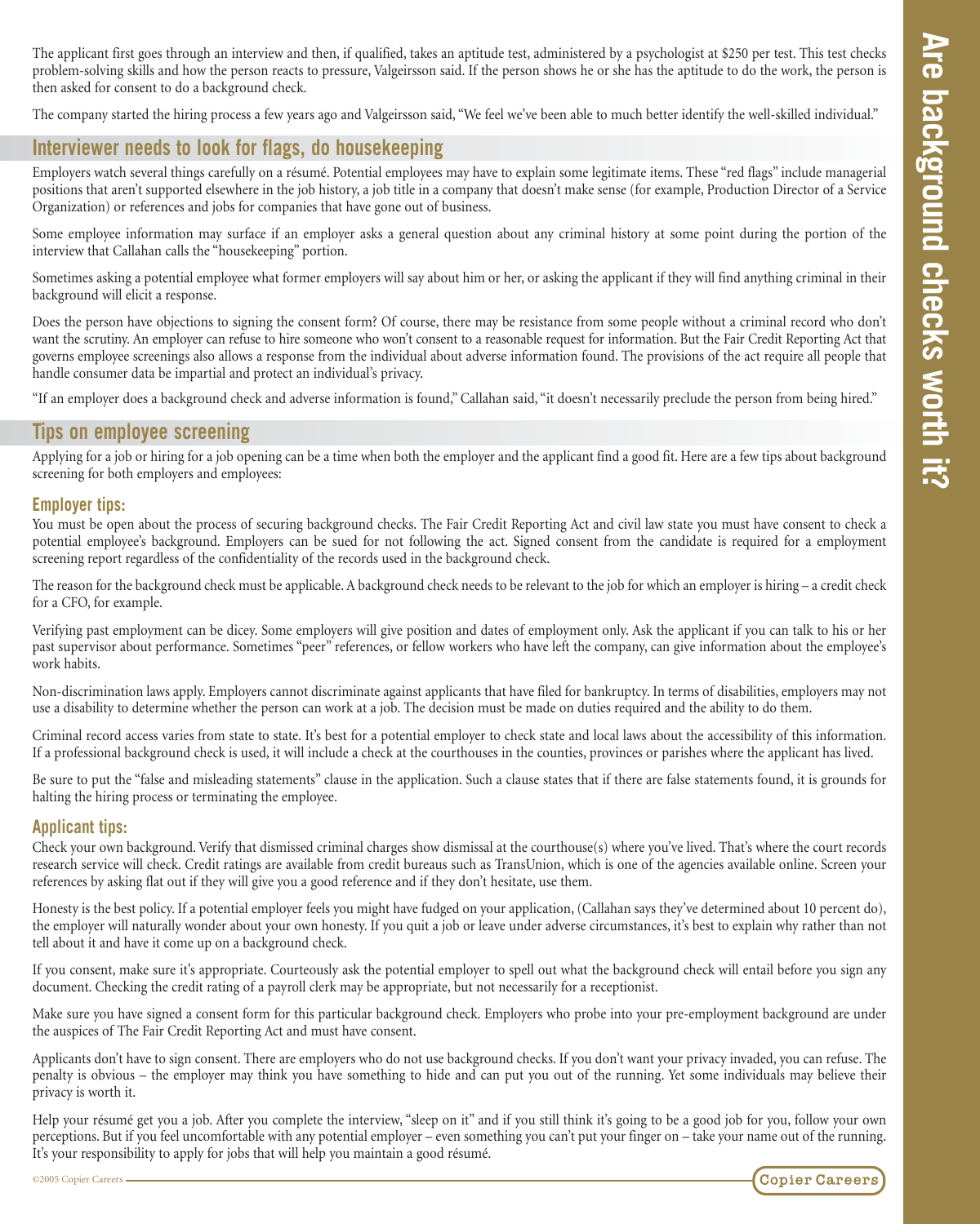The applicant first goes through an interview and then, if qualified, takes an aptitude test, administered by a psychologist at $250 per test. This test checks problem-solving skills and how the person reacts to pressure, Valgeirsson said. If the person shows he or she has the aptitude to do the work, the person is then asked for consent to do a background check.

The company started the hiring process a few years ago and Valgeirsson said, "We feel we've been able to much better identify the well-skilled individual."

## Interviewer needs to look for flags, do housekeeping

Employers watch several things carefully on a résumé. Potential employees may have to explain some legitimate items. These "red flags" include managerial positions that aren't supported elsewhere in the job history, a job title in a company that doesn't make sense (for example, Production Director of a Service Organization) or references and jobs for companies that have gone out of business.

Some employee information may surface if an employer asks a general question about any criminal history at some point during the portion of the interview that Callahan calls the "housekeeping" portion.

Sometimes asking a potential employee what former employers will say about him or her, or asking the applicant if they will find anything criminal in their background will elicit a response.

Does the person have objections to signing the consent form? Of course, there may be resistance from some people without a criminal record who don't want the scrutiny. An employer can refuse to hire someone who won't consent to a reasonable request for information. But the Fair Credit Reporting Act that governs employee screenings also allows a response from the individual about adverse information found. The provisions of the act require all people that handle consumer data be impartial and protect an individual's privacy.

"If an employer does a background check and adverse information is found," Callahan said, "it doesn't necessarily preclude the person from being hired."

## Tips on employee screening

Applying for a job or hiring for a job opening can be a time when both the employer and the applicant find a good fit. Here are a few tips about background screening for both employers and employees:

### Employer tips:

You must be open about the process of securing background checks. The Fair Credit Reporting Act and civil law state you must have consent to check a potential employee's background. Employers can be sued for not following the act. Signed consent from the candidate is required for a employment screening report regardless of the confidentiality of the records used in the background check.

The reason for the background check must be applicable. A background check needs to be relevant to the job for which an employer is hiring – a credit check for a CFO, for example.

Verifying past employment can be dicey. Some employers will give position and dates of employment only. Ask the applicant if you can talk to his or her past supervisor about performance. Sometimes "peer" references, or fellow workers who have left the company, can give information about the employee's work habits.

Non-discrimination laws apply. Employers cannot discriminate against applicants that have filed for bankruptcy. In terms of disabilities, employers may not use a disability to determine whether the person can work at a job. The decision must be made on duties required and the ability to do them.

Criminal record access varies from state to state. It's best for a potential employer to check state and local laws about the accessibility of this information. If a professional background check is used, it will include a check at the courthouses in the counties, provinces or parishes where the applicant has lived.

Be sure to put the "false and misleading statements" clause in the application. Such a clause states that if there are false statements found, it is grounds for halting the hiring process or terminating the employee.

### Applicant tips:

Check your own background. Verify that dismissed criminal charges show dismissal at the courthouse(s) where you've lived. That's where the court records research service will check. Credit ratings are available from credit bureaus such as TransUnion, which is one of the agencies available online. Screen your references by asking flat out if they will give you a good reference and if they don't hesitate, use them.

Honesty is the best policy. If a potential employer feels you might have fudged on your application, (Callahan says they've determined about 10 percent do), the employer will naturally wonder about your own honesty. If you quit a job or leave under adverse circumstances, it's best to explain why rather than not tell about it and have it come up on a background check.

If you consent, make sure it's appropriate. Courteously ask the potential employer to spell out what the background check will entail before you sign any document. Checking the credit rating of a payroll clerk may be appropriate, but not necessarily for a receptionist.

Make sure you have signed a consent form for this particular background check. Employers who probe into your pre-employment background are under the auspices of The Fair Credit Reporting Act and must have consent.

Applicants don't have to sign consent. There are employers who do not use background checks. If you don't want your privacy invaded, you can refuse. The penalty is obvious – the employer may think you have something to hide and can put you out of the running. Yet some individuals may believe their privacy is worth it.

Help your résumé get you a job. After you complete the interview, "sleep on it" and if you still think it's going to be a good job for you, follow your own perceptions. But if you feel uncomfortable with any potential employer – even something you can't put your finger on – take your name out of the running. It's your responsibility to apply for jobs that will help you maintain a good résumé.